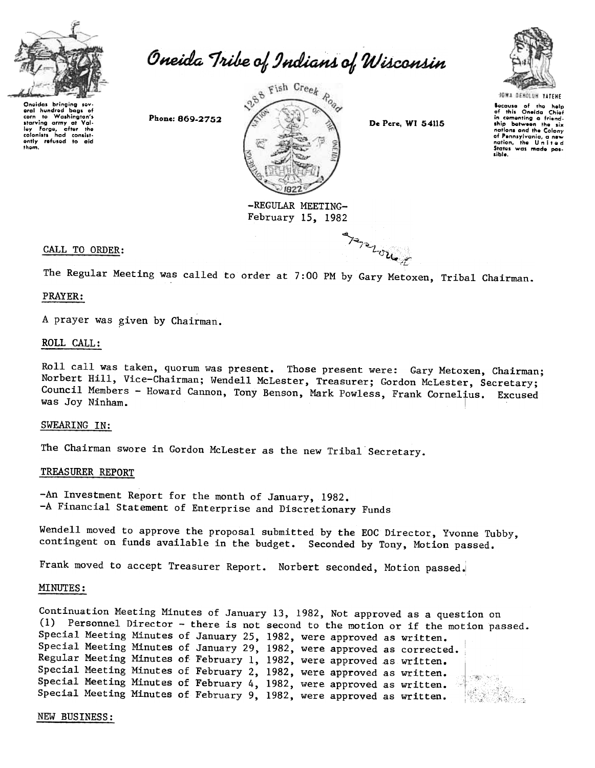# Oneida Tribe of Indians of Wisconsin

Oneidas bringing several hundred bags of corn to Washington's starving army at Valley Forge, after the colonists had consistently refused to aid them.

Phone: 869-2752

1288 Fish Creek Road

De Pere, WI 54115

IOWA DEHOLUH YATEHE

Because of the help of this Oneida Chief in cementing a friendship between the six nations and the Colony of Pennsylvania, a new nation, the United States was made possible.

-REGULAR MEETING-
February 15, 1982

approved

## CALL TO ORDER:

The Regular Meeting was called to order at 7:00 PM by Gary Metoxen, Tribal Chairman.

## PRAYER:

A prayer was given by Chairman.

## ROLL CALL:

Roll call was taken, quorum was present. Those present were: Gary Metoxen, Chairman; Norbert Hill, Vice-Chairman; Wendell McLester, Treasurer; Gordon McLester, Secretary; Council Members - Howard Cannon, Tony Benson, Mark Powless, Frank Cornelius. Excused was Joy Ninham.

## SWEARING IN:

The Chairman swore in Gordon McLester as the new Tribal Secretary.

## TREASURER REPORT

-An Investment Report for the month of January, 1982.
-A Financial Statement of Enterprise and Discretionary Funds

Wendell moved to approve the proposal submitted by the EOC Director, Yvonne Tubby, contingent on funds available in the budget. Seconded by Tony, Motion passed.

Frank moved to accept Treasurer Report. Norbert seconded, Motion passed.

## MINUTES:

Continuation Meeting Minutes of January 13, 1982, Not approved as a question on (1) Personnel Director - there is not second to the motion or if the motion passed.
Special Meeting Minutes of January 25, 1982, were approved as written.
Special Meeting Minutes of January 29, 1982, were approved as corrected.
Regular Meeting Minutes of February 1, 1982, were approved as written.
Special Meeting Minutes of February 2, 1982, were approved as written.
Special Meeting Minutes of February 4, 1982, were approved as written.
Special Meeting Minutes of February 9, 1982, were approved as written.

## NEW BUSINESS: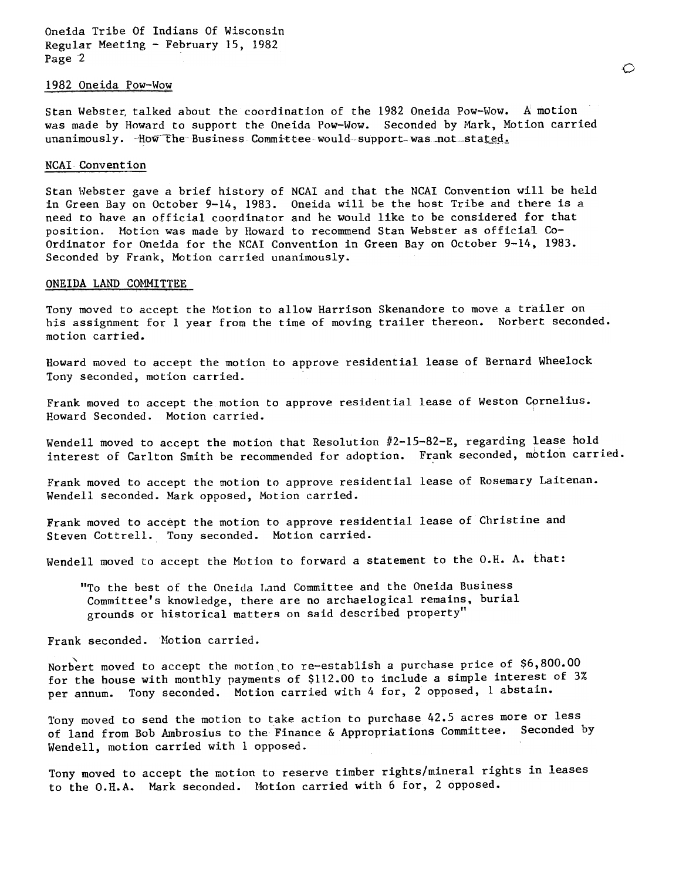Oneida Tribe Of Indians Of Wisconsin
Regular Meeting - February 15, 1982

## 1982 Oneida Pow-Wow

Stan Webster talked about the coordination of the 1982 Oneida Pow-Wow. A motion was made by Howard to support the Oneida Pow-Wow. Seconded by Mark, Motion carried unanimously. How the Business Committee would support was not stated.

## NCAI Convention

Stan Webster gave a brief history of NCAI and that the NCAI Convention will be held in Green Bay on October 9-14, 1983. Oneida will be the host Tribe and there is a need to have an official coordinator and he would like to be considered for that position. Motion was made by Howard to recommend Stan Webster as official Co-Ordinator for Oneida for the NCAI Convention in Green Bay on October 9-14, 1983. Seconded by Frank, Motion carried unanimously.

## ONEIDA LAND COMMITTEE

Tony moved to accept the Motion to allow Harrison Skenandore to move a trailer on his assignment for 1 year from the time of moving trailer thereon. Norbert seconded. motion carried.

Howard moved to accept the motion to approve residential lease of Bernard Wheelock Tony seconded, motion carried.

Frank moved to accept the motion to approve residential lease of Weston Cornelius. Howard Seconded. Motion carried.

Wendell moved to accept the motion that Resolution #2-15-82-E, regarding lease hold interest of Carlton Smith be recommended for adoption. Frank seconded, motion carried.

Frank moved to accept the motion to approve residential lease of Rosemary Laitenan. Wendell seconded. Mark opposed, Motion carried.

Frank moved to accept the motion to approve residential lease of Christine and Steven Cottrell. Tony seconded. Motion carried.

Wendell moved to accept the Motion to forward a statement to the O.H. A. that:

> "To the best of the Oneida Land Committee and the Oneida Business Committee's knowledge, there are no archaelogical remains, burial grounds or historical matters on said described property"

Frank seconded. Motion carried.

Norbert moved to accept the motion to re-establish a purchase price of $6,800.00 for the house with monthly payments of $112.00 to include a simple interest of 3% per annum. Tony seconded. Motion carried with 4 for, 2 opposed, 1 abstain.

Tony moved to send the motion to take action to purchase 42.5 acres more or less of land from Bob Ambrosius to the Finance & Appropriations Committee. Seconded by Wendell, motion carried with 1 opposed.

Tony moved to accept the motion to reserve timber rights/mineral rights in leases to the O.H.A. Mark seconded. Motion carried with 6 for, 2 opposed.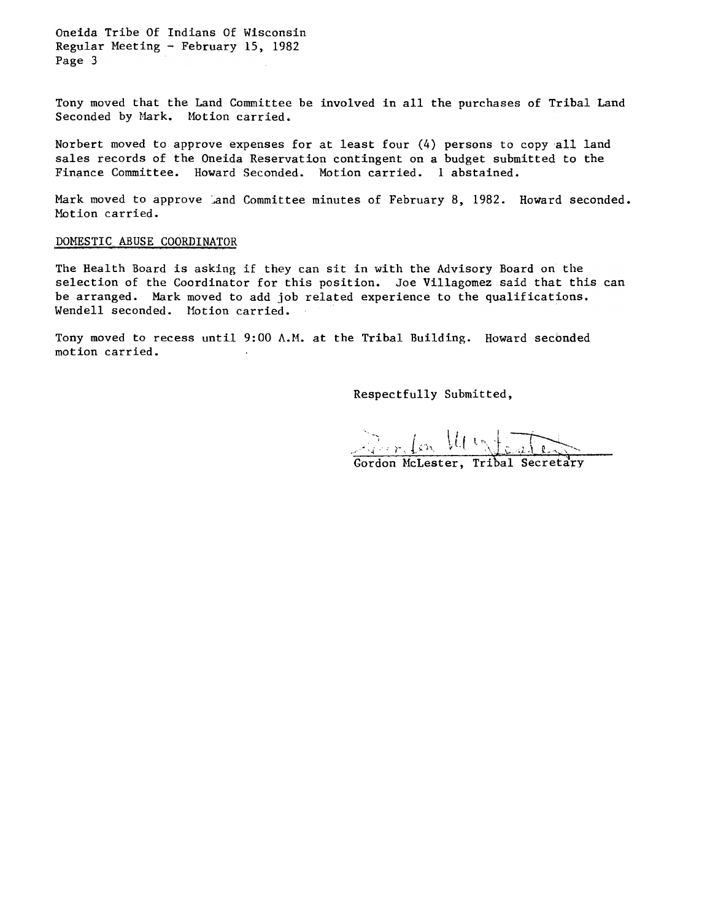Tony moved that the Land Committee be involved in all the purchases of Tribal Land Seconded by Mark. Motion carried.

Norbert moved to approve expenses for at least four (4) persons to copy all land sales records of the Oneida Reservation contingent on a budget submitted to the Finance Committee. Howard Seconded. Motion carried. 1 abstained.

Mark moved to approve Land Committee minutes of February 8, 1982. Howard seconded. Motion carried.

## DOMESTIC ABUSE COORDINATOR

The Health Board is asking if they can sit in with the Advisory Board on the selection of the Coordinator for this position. Joe Villagomez said that this can be arranged. Mark moved to add job related experience to the qualifications. Wendell seconded. Motion carried.

Tony moved to recess until 9:00 A.M. at the Tribal Building. Howard seconded motion carried.

Respectfully Submitted,

Gordon McLester, Tribal Secretary